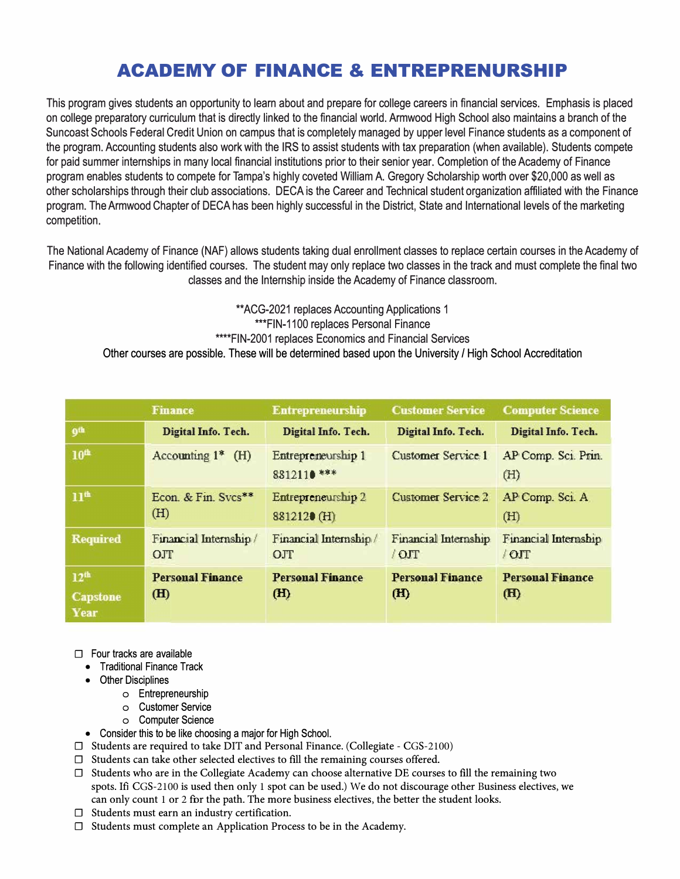# ACADEMY OF FINANCE & ENTREPRENURSHIP

This program gives students an opportunity to learn about and prepare for college careers in financial services. Emphasis is placed on college preparatory curriculum that is directly linked to the financial world. Armwood High School also maintains a branch of the Suncoast Schools Federal Credit Union on campus that is completely managed by upper level Finance students as a component of the program. Accounting students also work with the IRS to assist students with tax preparation (when available). Students compete for paid summer internships in many local financial institutions prior to their senior year. Completion of the Academy of Finance program enables students to compete for Tampa's highly coveted William A. Gregory Scholarship worth over $20,000 as well as other scholarships through their club associations. DECA is the Career and Technical student organization affiliated with the Finance program. The Armwood Chapter of DECA has been highly successful in the District, State and International levels of the marketing competition.

The National Academy of Finance (NAF) allows students taking dual enrollment classes to replace certain courses in the Academy of Finance with the following identified courses. The student may only replace two classes in the track and must complete the final two classes and the Internship inside the Academy of Finance classroom.

**ACG-2021 replaces Accounting Applications 1
***FIN-1100 replaces Personal Finance
****FIN-2001 replaces Economics and Financial Services
Other courses are possible. These will be determined based upon the University / High School Accreditation

| | Finance | Entrepreneurship | Customer Service | Computer Science |
|---|---|---|---|---|
| 9th | **Digital Info. Tech.** | **Digital Info. Tech.** | **Digital Info. Tech.** | **Digital Info. Tech.** |
| 10th | Accounting 1* (H) | Entrepreneurship 1 8812110 *** | Customer Service 1 | AP Comp. Sci. Prin. (H) |
| 11th | Econ. & Fin. Svcs** (H) | Entrepreneurship 2 8812120 (H) | Customer Service 2 | AP Comp. Sci. A (H) |
| Required | Financial Internship / OJT | Financial Internship / OJT | Financial Internship / OJT | Financial Internship / OJT |
| 12th Capstone Year | **Personal Finance (H)** | **Personal Finance (H)** | **Personal Finance (H)** | **Personal Finance (H)** |

- Four tracks are available
  - Traditional Finance Track
  - Other Disciplines
    - Entrepreneurship
    - Customer Service
    - Computer Science
  - Consider this to be like choosing a major for High School.
- Students are required to take DIT and Personal Finance. (Collegiate - CGS-2100)
- Students can take other selected electives to fill the remaining courses offered.
- Students who are in the Collegiate Academy can choose alternative DE courses to fill the remaining two spots. Ifi CGS-2100 is used then only 1 spot can be used.) We do not discourage other Business electives, we can only count 1 or 2 for the path. The more business electives, the better the student looks.
- Students must earn an industry certification.
- Students must complete an Application Process to be in the Academy.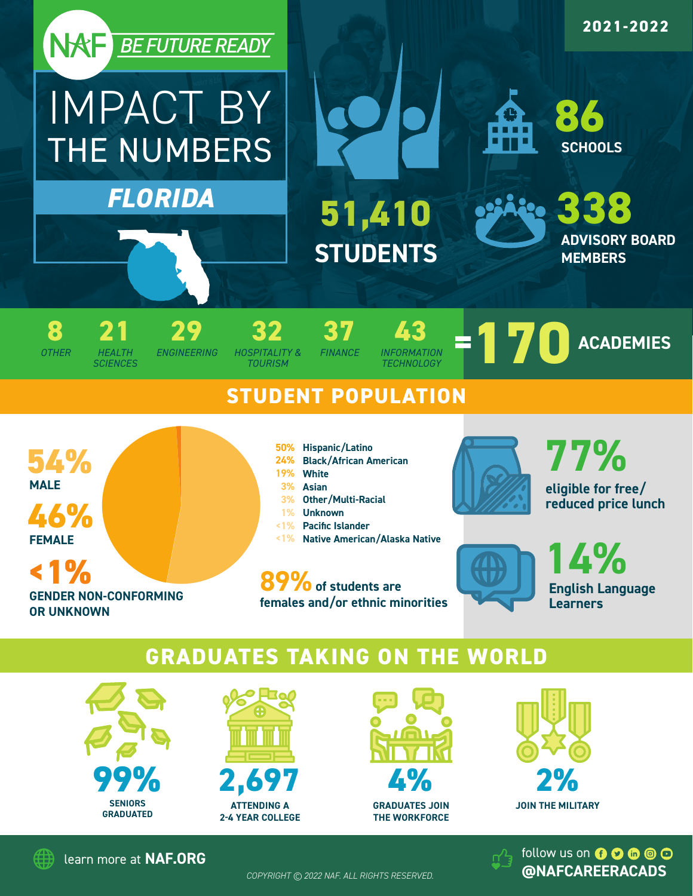NAF BE FUTURE READY

2021-2022

# IMPACT BY THE NUMBERS

## FLORIDA

**51,410** STUDENTS

**86** SCHOOLS

**338** ADVISORY BOARD MEMBERS

**8** *OTHER*

**21** *HEALTH SCIENCES*

**29** *ENGINEERING*

**32** *HOSPITALITY & TOURISM*

**37** *FINANCE*

**43** *INFORMATION TECHNOLOGY*

**=170** ACADEMIES

## STUDENT POPULATION

**54%** MALE

**46%** FEMALE

**<1%** GENDER NON-CONFORMING OR UNKNOWN

- 50% Hispanic/Latino
- 24% Black/African American
- 19% White
- 3% Asian
- 3% Other/Multi-Racial
- 1% Unknown
- <1% Pacific Islander
- <1% Native American/Alaska Native

**89%** of students are females and/or ethnic minorities

**77%** eligible for free/reduced price lunch

**14%** English Language Learners

## GRADUATES TAKING ON THE WORLD

**99%** SENIORS GRADUATED

**2,697** ATTENDING A 2-4 YEAR COLLEGE

**4%** GRADUATES JOIN THE WORKFORCE

**2%** JOIN THE MILITARY

learn more at **NAF.ORG**

follow us on **@NAFCAREERACADS**

COPYRIGHT © 2022 NAF. ALL RIGHTS RESERVED.